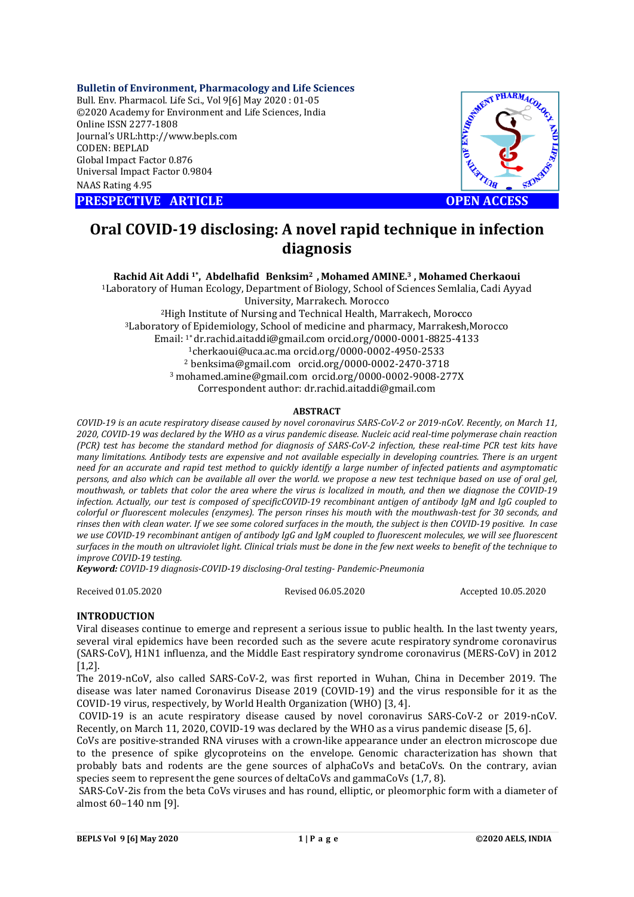**PRESPECTIVE ARTICLE** **OPEN ACCESS**

# Oral COVID-19 disclosing: A novel rapid technique in infection diagnosis

**Rachid Ait Addi [1*], Abdelhafid Benksim[2] , Mohamed AMINE.[3] , Mohamed Cherkaoui**

[1]Laboratory of Human Ecology, Department of Biology, School of Sciences Semlalia, Cadi Ayyad University, Marrakech. Morocco

[2]High Institute of Nursing and Technical Health, Marrakech, Morocco

[3]Laboratory of Epidemiology, School of medicine and pharmacy, Marrakesh,Morocco

Email: [1*] dr.rachid.aitaddi@gmail.com orcid.org/0000-0001-8825-4133

[1]cherkaoui@uca.ac.ma orcid.org/0000-0002-4950-2533

[2] benksima@gmail.com orcid.org/0000-0002-2470-3718

[3] mohamed.amine@gmail.com orcid.org/0000-0002-9008-277X

Correspondent author: dr.rachid.aitaddi@gmail.com

## ABSTRACT

*COVID-19 is an acute respiratory disease caused by novel coronavirus SARS-CoV-2 or 2019-nCoV. Recently, on March 11, 2020, COVID-19 was declared by the WHO as a virus pandemic disease. Nucleic acid real-time polymerase chain reaction (PCR) test has become the standard method for diagnosis of SARS-CoV-2 infection, these real-time PCR test kits have many limitations. Antibody tests are expensive and not available especially in developing countries. There is an urgent need for an accurate and rapid test method to quickly identify a large number of infected patients and asymptomatic persons, and also which can be available all over the world. we propose a new test technique based on use of oral gel, mouthwash, or tablets that color the area where the virus is localized in mouth, and then we diagnose the COVID-19 infection. Actually, our test is composed of specificCOVID-19 recombinant antigen of antibody IgM and IgG coupled to colorful or fluorescent molecules (enzymes). The person rinses his mouth with the mouthwash-test for 30 seconds, and rinses then with clean water. If we see some colored surfaces in the mouth, the subject is then COVID-19 positive. In case we use COVID-19 recombinant antigen of antibody IgG and IgM coupled to fluorescent molecules, we will see fluorescent surfaces in the mouth on ultraviolet light. Clinical trials must be done in the few next weeks to benefit of the technique to improve COVID-19 testing.*

***Keyword:*** *COVID-19 diagnosis-COVID-19 disclosing-Oral testing- Pandemic-Pneumonia*

Received 01.05.2020 Revised 06.05.2020 Accepted 10.05.2020

## INTRODUCTION

Viral diseases continue to emerge and represent a serious issue to public health. In the last twenty years, several viral epidemics have been recorded such as the severe acute respiratory syndrome coronavirus (SARS-CoV), H1N1 influenza, and the Middle East respiratory syndrome coronavirus (MERS-CoV) in 2012 [1,2].

The 2019-nCoV, also called SARS-CoV-2, was first reported in Wuhan, China in December 2019. The disease was later named Coronavirus Disease 2019 (COVID-19) and the virus responsible for it as the COVID-19 virus, respectively, by World Health Organization (WHO) [3, 4].

COVID-19 is an acute respiratory disease caused by novel coronavirus SARS-CoV-2 or 2019-nCoV. Recently, on March 11, 2020, COVID-19 was declared by the WHO as a virus pandemic disease [5, 6].

CoVs are positive-stranded RNA viruses with a crown-like appearance under an electron microscope due to the presence of spike glycoproteins on the envelope. Genomic characterization has shown that probably bats and rodents are the gene sources of alphaCoVs and betaCoVs. On the contrary, avian species seem to represent the gene sources of deltaCoVs and gammaCoVs (1,7, 8).

SARS-CoV-2is from the beta CoVs viruses and has round, elliptic, or pleomorphic form with a diameter of almost 60–140 nm [9].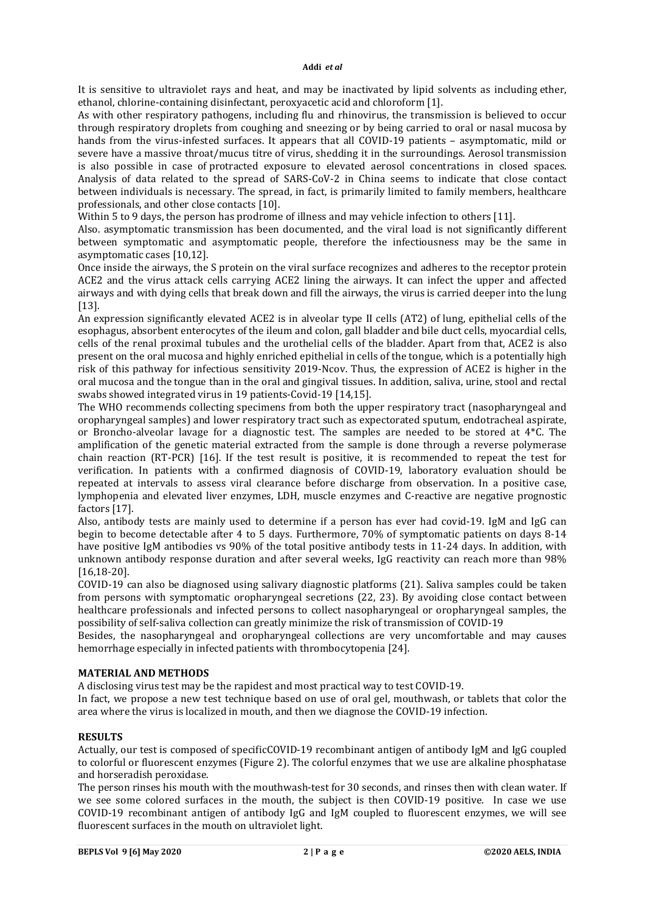It is sensitive to ultraviolet rays and heat, and may be inactivated by lipid solvents as including ether, ethanol, chlorine-containing disinfectant, peroxyacetic acid and chloroform [1].

As with other respiratory pathogens, including flu and rhinovirus, the transmission is believed to occur through respiratory droplets from coughing and sneezing or by being carried to oral or nasal mucosa by hands from the virus-infested surfaces. It appears that all COVID-19 patients – asymptomatic, mild or severe have a massive throat/mucus titre of virus, shedding it in the surroundings. Aerosol transmission is also possible in case of protracted exposure to elevated aerosol concentrations in closed spaces. Analysis of data related to the spread of SARS-CoV-2 in China seems to indicate that close contact between individuals is necessary. The spread, in fact, is primarily limited to family members, healthcare professionals, and other close contacts [10].

Within 5 to 9 days, the person has prodrome of illness and may vehicle infection to others [11].

Also. asymptomatic transmission has been documented, and the viral load is not significantly different between symptomatic and asymptomatic people, therefore the infectiousness may be the same in asymptomatic cases [10,12].

Once inside the airways, the S protein on the viral surface recognizes and adheres to the receptor protein ACE2 and the virus attack cells carrying ACE2 lining the airways. It can infect the upper and affected airways and with dying cells that break down and fill the airways, the virus is carried deeper into the lung [13].

An expression significantly elevated ACE2 is in alveolar type II cells (AT2) of lung, epithelial cells of the esophagus, absorbent enterocytes of the ileum and colon, gall bladder and bile duct cells, myocardial cells, cells of the renal proximal tubules and the urothelial cells of the bladder. Apart from that, ACE2 is also present on the oral mucosa and highly enriched epithelial in cells of the tongue, which is a potentially high risk of this pathway for infectious sensitivity 2019-Ncov. Thus, the expression of ACE2 is higher in the oral mucosa and the tongue than in the oral and gingival tissues. In addition, saliva, urine, stool and rectal swabs showed integrated virus in 19 patients-Covid-19 [14,15].

The WHO recommends collecting specimens from both the upper respiratory tract (nasopharyngeal and oropharyngeal samples) and lower respiratory tract such as expectorated sputum, endotracheal aspirate, or Broncho-alveolar lavage for a diagnostic test. The samples are needed to be stored at 4*C. The amplification of the genetic material extracted from the sample is done through a reverse polymerase chain reaction (RT-PCR) [16]. If the test result is positive, it is recommended to repeat the test for verification. In patients with a confirmed diagnosis of COVID-19, laboratory evaluation should be repeated at intervals to assess viral clearance before discharge from observation. In a positive case, lymphopenia and elevated liver enzymes, LDH, muscle enzymes and C-reactive are negative prognostic factors [17].

Also, antibody tests are mainly used to determine if a person has ever had covid-19. IgM and IgG can begin to become detectable after 4 to 5 days. Furthermore, 70% of symptomatic patients on days 8-14 have positive IgM antibodies vs 90% of the total positive antibody tests in 11-24 days. In addition, with unknown antibody response duration and after several weeks, IgG reactivity can reach more than 98% [16,18-20].

COVID-19 can also be diagnosed using salivary diagnostic platforms (21). Saliva samples could be taken from persons with symptomatic oropharyngeal secretions (22, 23). By avoiding close contact between healthcare professionals and infected persons to collect nasopharyngeal or oropharyngeal samples, the possibility of self-saliva collection can greatly minimize the risk of transmission of COVID-19

Besides, the nasopharyngeal and oropharyngeal collections are very uncomfortable and may causes hemorrhage especially in infected patients with thrombocytopenia [24].

## MATERIAL AND METHODS

A disclosing virus test may be the rapidest and most practical way to test COVID-19.

In fact, we propose a new test technique based on use of oral gel, mouthwash, or tablets that color the area where the virus is localized in mouth, and then we diagnose the COVID-19 infection.

## RESULTS

Actually, our test is composed of specificCOVID-19 recombinant antigen of antibody IgM and IgG coupled to colorful or fluorescent enzymes (Figure 2). The colorful enzymes that we use are alkaline phosphatase and horseradish peroxidase.

The person rinses his mouth with the mouthwash-test for 30 seconds, and rinses then with clean water. If we see some colored surfaces in the mouth, the subject is then COVID-19 positive. In case we use COVID-19 recombinant antigen of antibody IgG and IgM coupled to fluorescent enzymes, we will see fluorescent surfaces in the mouth on ultraviolet light.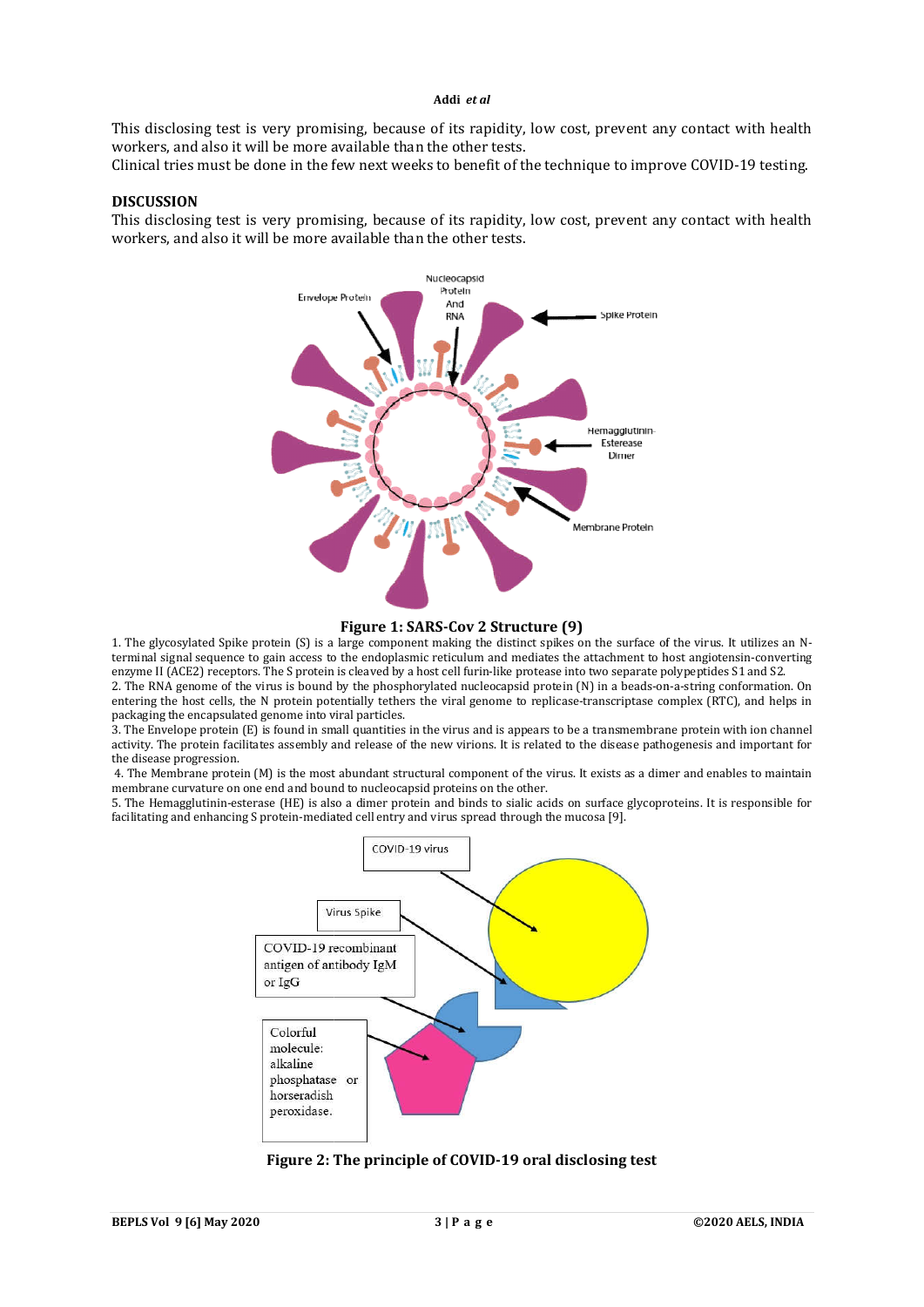This disclosing test is very promising, because of its rapidity, low cost, prevent any contact with health workers, and also it will be more available than the other tests.

Clinical tries must be done in the few next weeks to benefit of the technique to improve COVID-19 testing.

## DISCUSSION

This disclosing test is very promising, because of its rapidity, low cost, prevent any contact with health workers, and also it will be more available than the other tests.

**Figure 1: SARS-Cov 2 Structure (9)**

1. The glycosylated Spike protein (S) is a large component making the distinct spikes on the surface of the virus. It utilizes an N-terminal signal sequence to gain access to the endoplasmic reticulum and mediates the attachment to host angiotensin-converting enzyme II (ACE2) receptors. The S protein is cleaved by a host cell furin-like protease into two separate polypeptides S1 and S2.
2. The RNA genome of the virus is bound by the phosphorylated nucleocapsid protein (N) in a beads-on-a-string conformation. On entering the host cells, the N protein potentially tethers the viral genome to replicase-transcriptase complex (RTC), and helps in packaging the encapsulated genome into viral particles.
3. The Envelope protein (E) is found in small quantities in the virus and is appears to be a transmembrane protein with ion channel activity. The protein facilitates assembly and release of the new virions. It is related to the disease pathogenesis and important for the disease progression.
4. The Membrane protein (M) is the most abundant structural component of the virus. It exists as a dimer and enables to maintain membrane curvature on one end and bound to nucleocapsid proteins on the other.
5. The Hemagglutinin-esterase (HE) is also a dimer protein and binds to sialic acids on surface glycoproteins. It is responsible for facilitating and enhancing S protein-mediated cell entry and virus spread through the mucosa [9].

**Figure 2: The principle of COVID-19 oral disclosing test**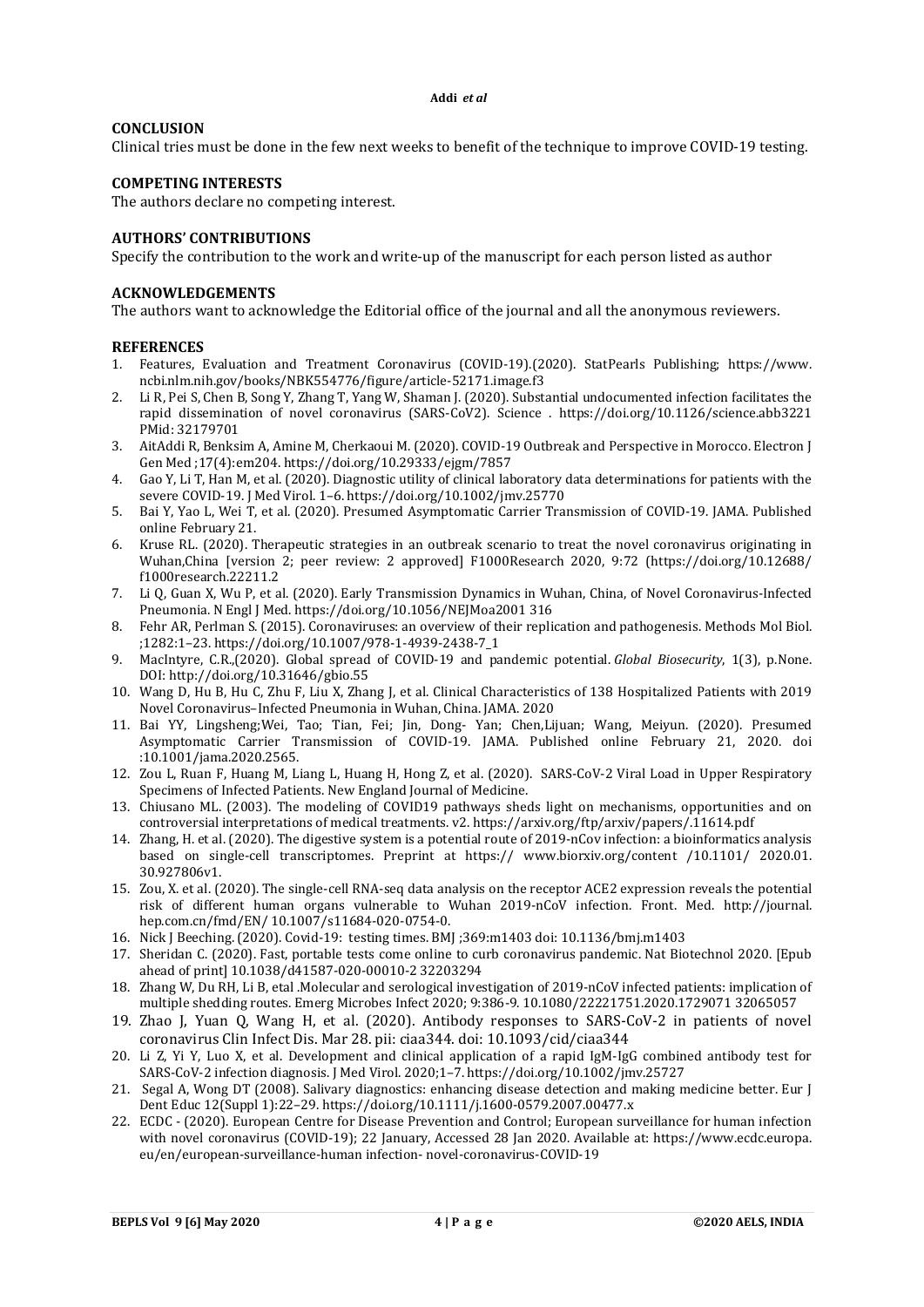## CONCLUSION

Clinical tries must be done in the few next weeks to benefit of the technique to improve COVID-19 testing.

## COMPETING INTERESTS

The authors declare no competing interest.

## AUTHORS' CONTRIBUTIONS

Specify the contribution to the work and write-up of the manuscript for each person listed as author

## ACKNOWLEDGEMENTS

The authors want to acknowledge the Editorial office of the journal and all the anonymous reviewers.

## REFERENCES

1. Features, Evaluation and Treatment Coronavirus (COVID-19).(2020). StatPearls Publishing; https://www.ncbi.nlm.nih.gov/books/NBK554776/figure/article-52171.image.f3
2. Li R, Pei S, Chen B, Song Y, Zhang T, Yang W, Shaman J. (2020). Substantial undocumented infection facilitates the rapid dissemination of novel coronavirus (SARS-CoV2). Science . https://doi.org/10.1126/science.abb3221 PMid: 32179701
3. AitAddi R, Benksim A, Amine M, Cherkaoui M. (2020). COVID-19 Outbreak and Perspective in Morocco. Electron J Gen Med ;17(4):em204. https://doi.org/10.29333/ejgm/7857
4. Gao Y, Li T, Han M, et al. (2020). Diagnostic utility of clinical laboratory data determinations for patients with the severe COVID-19. J Med Virol. 1–6. https://doi.org/10.1002/jmv.25770
5. Bai Y, Yao L, Wei T, et al. (2020). Presumed Asymptomatic Carrier Transmission of COVID-19. JAMA. Published online February 21.
6. Kruse RL. (2020). Therapeutic strategies in an outbreak scenario to treat the novel coronavirus originating in Wuhan,China [version 2; peer review: 2 approved] F1000Research 2020, 9:72 (https://doi.org/10.12688/f1000research.22211.2
7. Li Q, Guan X, Wu P, et al. (2020). Early Transmission Dynamics in Wuhan, China, of Novel Coronavirus-Infected Pneumonia. N Engl J Med. https://doi.org/10.1056/NEJMoa2001 316
8. Fehr AR, Perlman S. (2015). Coronaviruses: an overview of their replication and pathogenesis. Methods Mol Biol. ;1282:1–23. https://doi.org/10.1007/978-1-4939-2438-7_1
9. MacIntyre, C.R.,(2020). Global spread of COVID-19 and pandemic potential. *Global Biosecurity*, 1(3), p.None. DOI: http://doi.org/10.31646/gbio.55
10. Wang D, Hu B, Hu C, Zhu F, Liu X, Zhang J, et al. Clinical Characteristics of 138 Hospitalized Patients with 2019 Novel Coronavirus–Infected Pneumonia in Wuhan, China. JAMA. 2020
11. Bai YY, Lingsheng;Wei, Tao; Tian, Fei; Jin, Dong- Yan; Chen,Lijuan; Wang, Meiyun. (2020). Presumed Asymptomatic Carrier Transmission of COVID-19. JAMA. Published online February 21, 2020. doi :10.1001/jama.2020.2565.
12. Zou L, Ruan F, Huang M, Liang L, Huang H, Hong Z, et al. (2020). SARS-CoV-2 Viral Load in Upper Respiratory Specimens of Infected Patients. New England Journal of Medicine.
13. Chiusano ML. (2003). The modeling of COVID19 pathways sheds light on mechanisms, opportunities and on controversial interpretations of medical treatments. v2. https://arxiv.org/ftp/arxiv/papers/.11614.pdf
14. Zhang, H. et al. (2020). The digestive system is a potential route of 2019-nCov infection: a bioinformatics analysis based on single-cell transcriptomes. Preprint at https:// www.biorxiv.org/content /10.1101/ 2020.01. 30.927806v1.
15. Zou, X. et al. (2020). The single-cell RNA-seq data analysis on the receptor ACE2 expression reveals the potential risk of different human organs vulnerable to Wuhan 2019-nCoV infection. Front. Med. http://journal. hep.com.cn/fmd/EN/ 10.1007/s11684-020-0754-0.
16. Nick J Beeching. (2020). Covid-19: testing times. BMJ ;369:m1403 doi: 10.1136/bmj.m1403
17. Sheridan C. (2020). Fast, portable tests come online to curb coronavirus pandemic. Nat Biotechnol 2020. [Epub ahead of print] 10.1038/d41587-020-00010-2 32203294
18. Zhang W, Du RH, Li B, etal .Molecular and serological investigation of 2019-nCoV infected patients: implication of multiple shedding routes. Emerg Microbes Infect 2020; 9:386-9. 10.1080/22221751.2020.1729071 32065057
19. Zhao J, Yuan Q, Wang H, et al. (2020). Antibody responses to SARS-CoV-2 in patients of novel coronavirus Clin Infect Dis. Mar 28. pii: ciaa344. doi: 10.1093/cid/ciaa344
20. Li Z, Yi Y, Luo X, et al. Development and clinical application of a rapid IgM-IgG combined antibody test for SARS-CoV-2 infection diagnosis. J Med Virol. 2020;1–7. https://doi.org/10.1002/jmv.25727
21. Segal A, Wong DT (2008). Salivary diagnostics: enhancing disease detection and making medicine better. Eur J Dent Educ 12(Suppl 1):22–29. https://doi.org/10.1111/j.1600-0579.2007.00477.x
22. ECDC - (2020). European Centre for Disease Prevention and Control; European surveillance for human infection with novel coronavirus (COVID-19); 22 January, Accessed 28 Jan 2020. Available at: https://www.ecdc.europa.eu/en/european-surveillance-human infection- novel-coronavirus-COVID-19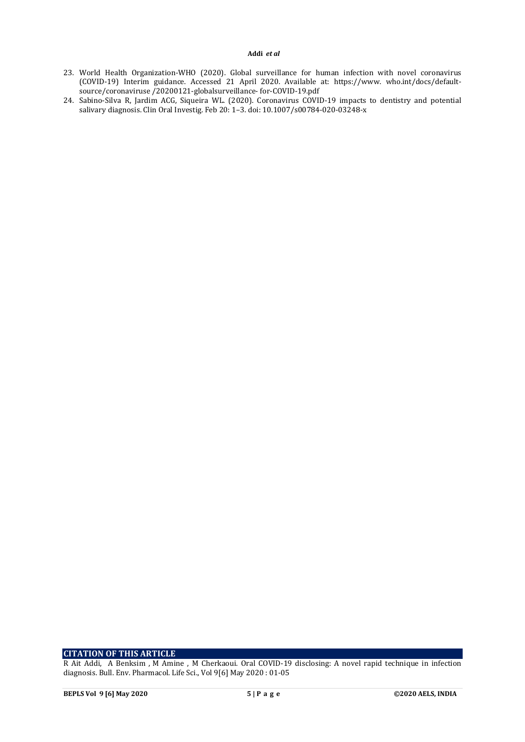23. World Health Organization-WHO (2020). Global surveillance for human infection with novel coronavirus (COVID-19) Interim guidance. Accessed 21 April 2020. Available at: https://www. who.int/docs/default-source/coronaviruse /20200121-globalsurveillance- for-COVID-19.pdf
24. Sabino-Silva R, Jardim ACG, Siqueira WL. (2020). Coronavirus COVID-19 impacts to dentistry and potential salivary diagnosis. Clin Oral Investig. Feb 20: 1–3. doi: 10.1007/s00784-020-03248-x

**CITATION OF THIS ARTICLE**

R Ait Addi, A Benksim , M Amine , M Cherkaoui. Oral COVID-19 disclosing: A novel rapid technique in infection diagnosis. Bull. Env. Pharmacol. Life Sci., Vol 9[6] May 2020 : 01-05